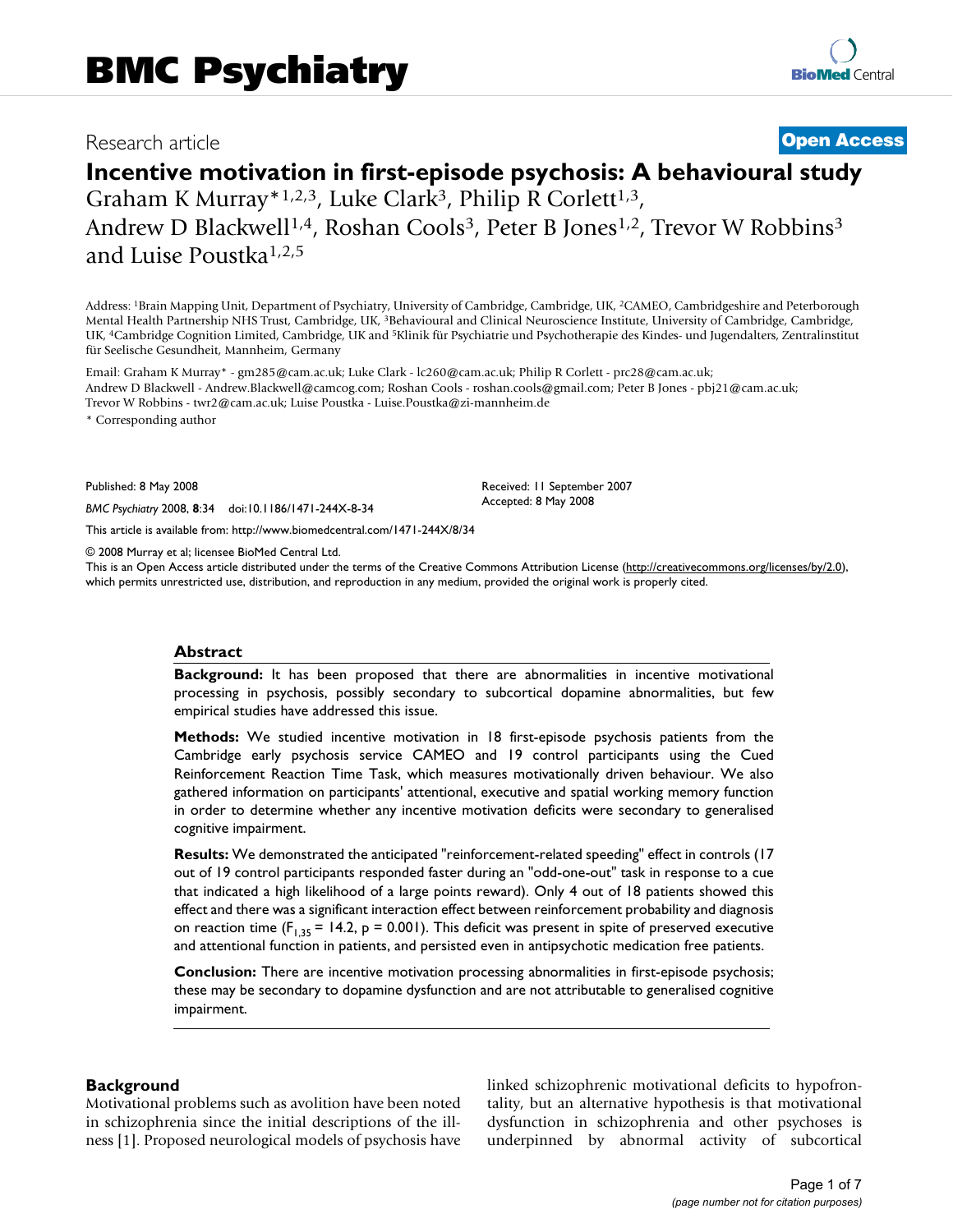BMC Psychiatry

Research article

**Open Access**

# Incentive motivation in first-episode psychosis: A behavioural study

Graham K Murray*[1,2,3], Luke Clark[3], Philip R Corlett[1,3], Andrew D Blackwell[1,4], Roshan Cools[3], Peter B Jones[1,2], Trevor W Robbins[3] and Luise Poustka[1,2,5]

Address: [1]Brain Mapping Unit, Department of Psychiatry, University of Cambridge, Cambridge, UK, [2]CAMEO, Cambridgeshire and Peterborough Mental Health Partnership NHS Trust, Cambridge, UK, [3]Behavioural and Clinical Neuroscience Institute, University of Cambridge, Cambridge, UK, [4]Cambridge Cognition Limited, Cambridge, UK and [5]Klinik für Psychiatrie und Psychotherapie des Kindes- und Jugendalters, Zentralinstitut für Seelische Gesundheit, Mannheim, Germany

Email: Graham K Murray* - gm285@cam.ac.uk; Luke Clark - lc260@cam.ac.uk; Philip R Corlett - prc28@cam.ac.uk; Andrew D Blackwell - Andrew.Blackwell@camcog.com; Roshan Cools - roshan.cools@gmail.com; Peter B Jones - pbj21@cam.ac.uk; Trevor W Robbins - twr2@cam.ac.uk; Luise Poustka - Luise.Poustka@zi-mannheim.de

\* Corresponding author

Published: 8 May 2008

*BMC Psychiatry* 2008, **8**:34 doi:10.1186/1471-244X-8-34

Received: 11 September 2007
Accepted: 8 May 2008

This article is available from: http://www.biomedcentral.com/1471-244X/8/34

© 2008 Murray et al; licensee BioMed Central Ltd.
This is an Open Access article distributed under the terms of the Creative Commons Attribution License (http://creativecommons.org/licenses/by/2.0), which permits unrestricted use, distribution, and reproduction in any medium, provided the original work is properly cited.

## Abstract

**Background:** It has been proposed that there are abnormalities in incentive motivational processing in psychosis, possibly secondary to subcortical dopamine abnormalities, but few empirical studies have addressed this issue.

**Methods:** We studied incentive motivation in 18 first-episode psychosis patients from the Cambridge early psychosis service CAMEO and 19 control participants using the Cued Reinforcement Reaction Time Task, which measures motivationally driven behaviour. We also gathered information on participants' attentional, executive and spatial working memory function in order to determine whether any incentive motivation deficits were secondary to generalised cognitive impairment.

**Results:** We demonstrated the anticipated "reinforcement-related speeding" effect in controls (17 out of 19 control participants responded faster during an "odd-one-out" task in response to a cue that indicated a high likelihood of a large points reward). Only 4 out of 18 patients showed this effect and there was a significant interaction effect between reinforcement probability and diagnosis on reaction time ($F_{1,35} = 14.2$, $p = 0.001$). This deficit was present in spite of preserved executive and attentional function in patients, and persisted even in antipsychotic medication free patients.

**Conclusion:** There are incentive motivation processing abnormalities in first-episode psychosis; these may be secondary to dopamine dysfunction and are not attributable to generalised cognitive impairment.

## Background

Motivational problems such as avolition have been noted in schizophrenia since the initial descriptions of the illness [1]. Proposed neurological models of psychosis have linked schizophrenic motivational deficits to hypofrontality, but an alternative hypothesis is that motivational dysfunction in schizophrenia and other psychoses is underpinned by abnormal activity of subcortical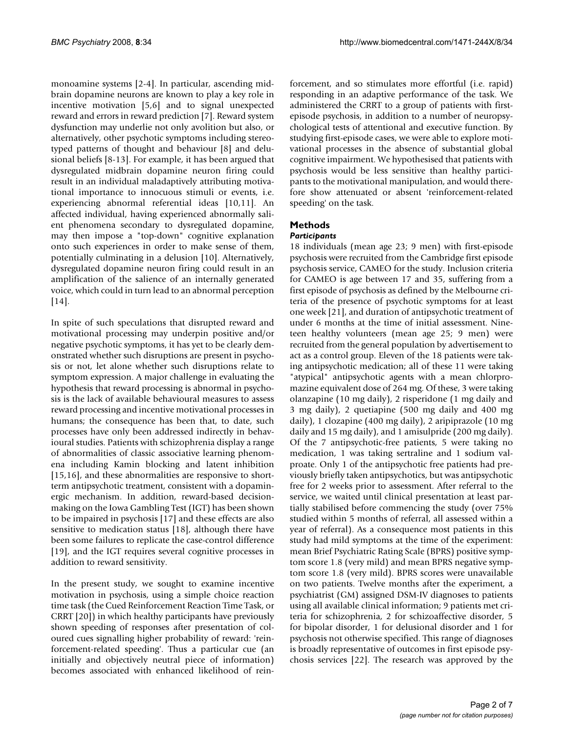monoamine systems [2-4]. In particular, ascending midbrain dopamine neurons are known to play a key role in incentive motivation [5,6] and to signal unexpected reward and errors in reward prediction [7]. Reward system dysfunction may underlie not only avolition but also, or alternatively, other psychotic symptoms including stereotyped patterns of thought and behaviour [8] and delusional beliefs [8-13]. For example, it has been argued that dysregulated midbrain dopamine neuron firing could result in an individual maladaptively attributing motivational importance to innocuous stimuli or events, i.e. experiencing abnormal referential ideas [10,11]. An affected individual, having experienced abnormally salient phenomena secondary to dysregulated dopamine, may then impose a "top-down" cognitive explanation onto such experiences in order to make sense of them, potentially culminating in a delusion [10]. Alternatively, dysregulated dopamine neuron firing could result in an amplification of the salience of an internally generated voice, which could in turn lead to an abnormal perception [14].

In spite of such speculations that disrupted reward and motivational processing may underpin positive and/or negative psychotic symptoms, it has yet to be clearly demonstrated whether such disruptions are present in psychosis or not, let alone whether such disruptions relate to symptom expression. A major challenge in evaluating the hypothesis that reward processing is abnormal in psychosis is the lack of available behavioural measures to assess reward processing and incentive motivational processes in humans; the consequence has been that, to date, such processes have only been addressed indirectly in behavioural studies. Patients with schizophrenia display a range of abnormalities of classic associative learning phenomena including Kamin blocking and latent inhibition [15,16], and these abnormalities are responsive to short-term antipsychotic treatment, consistent with a dopaminergic mechanism. In addition, reward-based decision-making on the Iowa Gambling Test (IGT) has been shown to be impaired in psychosis [17] and these effects are also sensitive to medication status [18], although there have been some failures to replicate the case-control difference [19], and the IGT requires several cognitive processes in addition to reward sensitivity.

In the present study, we sought to examine incentive motivation in psychosis, using a simple choice reaction time task (the Cued Reinforcement Reaction Time Task, or CRRT [20]) in which healthy participants have previously shown speeding of responses after presentation of coloured cues signalling higher probability of reward: 'reinforcement-related speeding'. Thus a particular cue (an initially and objectively neutral piece of information) becomes associated with enhanced likelihood of reinforcement, and so stimulates more effortful (i.e. rapid) responding in an adaptive performance of the task. We administered the CRRT to a group of patients with first-episode psychosis, in addition to a number of neuropsychological tests of attentional and executive function. By studying first-episode cases, we were able to explore motivational processes in the absence of substantial global cognitive impairment. We hypothesised that patients with psychosis would be less sensitive than healthy participants to the motivational manipulation, and would therefore show attenuated or absent 'reinforcement-related speeding' on the task.

## Methods

### *Participants*

18 individuals (mean age 23; 9 men) with first-episode psychosis were recruited from the Cambridge first episode psychosis service, CAMEO for the study. Inclusion criteria for CAMEO is age between 17 and 35, suffering from a first episode of psychosis as defined by the Melbourne criteria of the presence of psychotic symptoms for at least one week [21], and duration of antipsychotic treatment of under 6 months at the time of initial assessment. Nineteen healthy volunteers (mean age 25; 9 men) were recruited from the general population by advertisement to act as a control group. Eleven of the 18 patients were taking antipsychotic medication; all of these 11 were taking "atypical" antipsychotic agents with a mean chlorpromazine equivalent dose of 264 mg. Of these, 3 were taking olanzapine (10 mg daily), 2 risperidone (1 mg daily and 3 mg daily), 2 quetiapine (500 mg daily and 400 mg daily), 1 clozapine (400 mg daily), 2 aripiprazole (10 mg daily and 15 mg daily), and 1 amisulpride (200 mg daily). Of the 7 antipsychotic-free patients, 5 were taking no medication, 1 was taking sertraline and 1 sodium valproate. Only 1 of the antipsychotic free patients had previously briefly taken antipsychotics, but was antipsychotic free for 2 weeks prior to assessment. After referral to the service, we waited until clinical presentation at least partially stabilised before commencing the study (over 75% studied within 5 months of referral, all assessed within a year of referral). As a consequence most patients in this study had mild symptoms at the time of the experiment: mean Brief Psychiatric Rating Scale (BPRS) positive symptom score 1.8 (very mild) and mean BPRS negative symptom score 1.8 (very mild). BPRS scores were unavailable on two patients. Twelve months after the experiment, a psychiatrist (GM) assigned DSM-IV diagnoses to patients using all available clinical information; 9 patients met criteria for schizophrenia, 2 for schizoaffective disorder, 5 for bipolar disorder, 1 for delusional disorder and 1 for psychosis not otherwise specified. This range of diagnoses is broadly representative of outcomes in first episode psychosis services [22]. The research was approved by the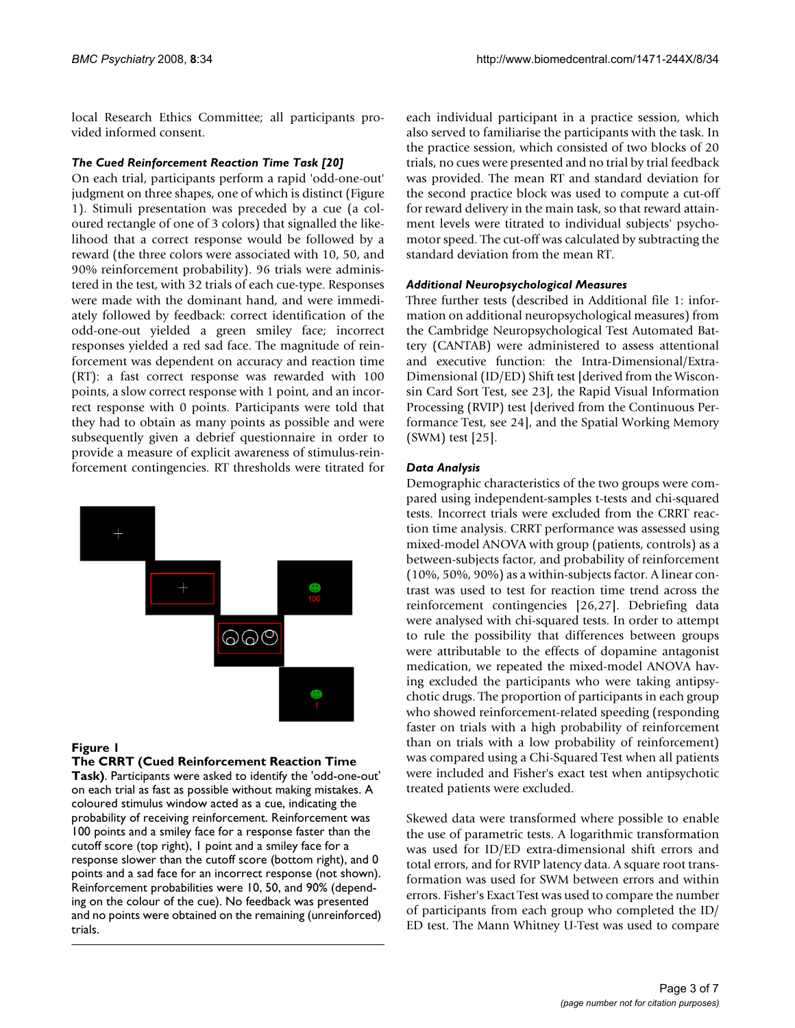local Research Ethics Committee; all participants provided informed consent.

### *The Cued Reinforcement Reaction Time Task [20]*

On each trial, participants perform a rapid 'odd-one-out' judgment on three shapes, one of which is distinct (Figure 1). Stimuli presentation was preceded by a cue (a coloured rectangle of one of 3 colors) that signalled the likelihood that a correct response would be followed by a reward (the three colors were associated with 10, 50, and 90% reinforcement probability). 96 trials were administered in the test, with 32 trials of each cue-type. Responses were made with the dominant hand, and were immediately followed by feedback: correct identification of the odd-one-out yielded a green smiley face; incorrect responses yielded a red sad face. The magnitude of reinforcement was dependent on accuracy and reaction time (RT): a fast correct response was rewarded with 100 points, a slow correct response with 1 point, and an incorrect response with 0 points. Participants were told that they had to obtain as many points as possible and were subsequently given a debrief questionnaire in order to provide a measure of explicit awareness of stimulus-reinforcement contingencies. RT thresholds were titrated for each individual participant in a practice session, which also served to familiarise the participants with the task. In the practice session, which consisted of two blocks of 20 trials, no cues were presented and no trial by trial feedback was provided. The mean RT and standard deviation for the second practice block was used to compute a cut-off for reward delivery in the main task, so that reward attainment levels were titrated to individual subjects' psychomotor speed. The cut-off was calculated by subtracting the standard deviation from the mean RT.

**Figure 1**

**The CRRT (Cued Reinforcement Reaction Time Task)**. Participants were asked to identify the 'odd-one-out' on each trial as fast as possible without making mistakes. A coloured stimulus window acted as a cue, indicating the probability of receiving reinforcement. Reinforcement was 100 points and a smiley face for a response faster than the cutoff score (top right), 1 point and a smiley face for a response slower than the cutoff score (bottom right), and 0 points and a sad face for an incorrect response (not shown). Reinforcement probabilities were 10, 50, and 90% (depending on the colour of the cue). No feedback was presented and no points were obtained on the remaining (unreinforced) trials.

### *Additional Neuropsychological Measures*

Three further tests (described in Additional file 1: information on additional neuropsychological measures) from the Cambridge Neuropsychological Test Automated Battery (CANTAB) were administered to assess attentional and executive function: the Intra-Dimensional/Extra-Dimensional (ID/ED) Shift test [derived from the Wisconsin Card Sort Test, see 23], the Rapid Visual Information Processing (RVIP) test [derived from the Continuous Performance Test, see 24], and the Spatial Working Memory (SWM) test [25].

### *Data Analysis*

Demographic characteristics of the two groups were compared using independent-samples t-tests and chi-squared tests. Incorrect trials were excluded from the CRRT reaction time analysis. CRRT performance was assessed using mixed-model ANOVA with group (patients, controls) as a between-subjects factor, and probability of reinforcement (10%, 50%, 90%) as a within-subjects factor. A linear contrast was used to test for reaction time trend across the reinforcement contingencies [26,27]. Debriefing data were analysed with chi-squared tests. In order to attempt to rule the possibility that differences between groups were attributable to the effects of dopamine antagonist medication, we repeated the mixed-model ANOVA having excluded the participants who were taking antipsychotic drugs. The proportion of participants in each group who showed reinforcement-related speeding (responding faster on trials with a high probability of reinforcement than on trials with a low probability of reinforcement) was compared using a Chi-Squared Test when all patients were included and Fisher's exact test when antipsychotic treated patients were excluded.

Skewed data were transformed where possible to enable the use of parametric tests. A logarithmic transformation was used for ID/ED extra-dimensional shift errors and total errors, and for RVIP latency data. A square root transformation was used for SWM between errors and within errors. Fisher's Exact Test was used to compare the number of participants from each group who completed the ID/ED test. The Mann Whitney U-Test was used to compare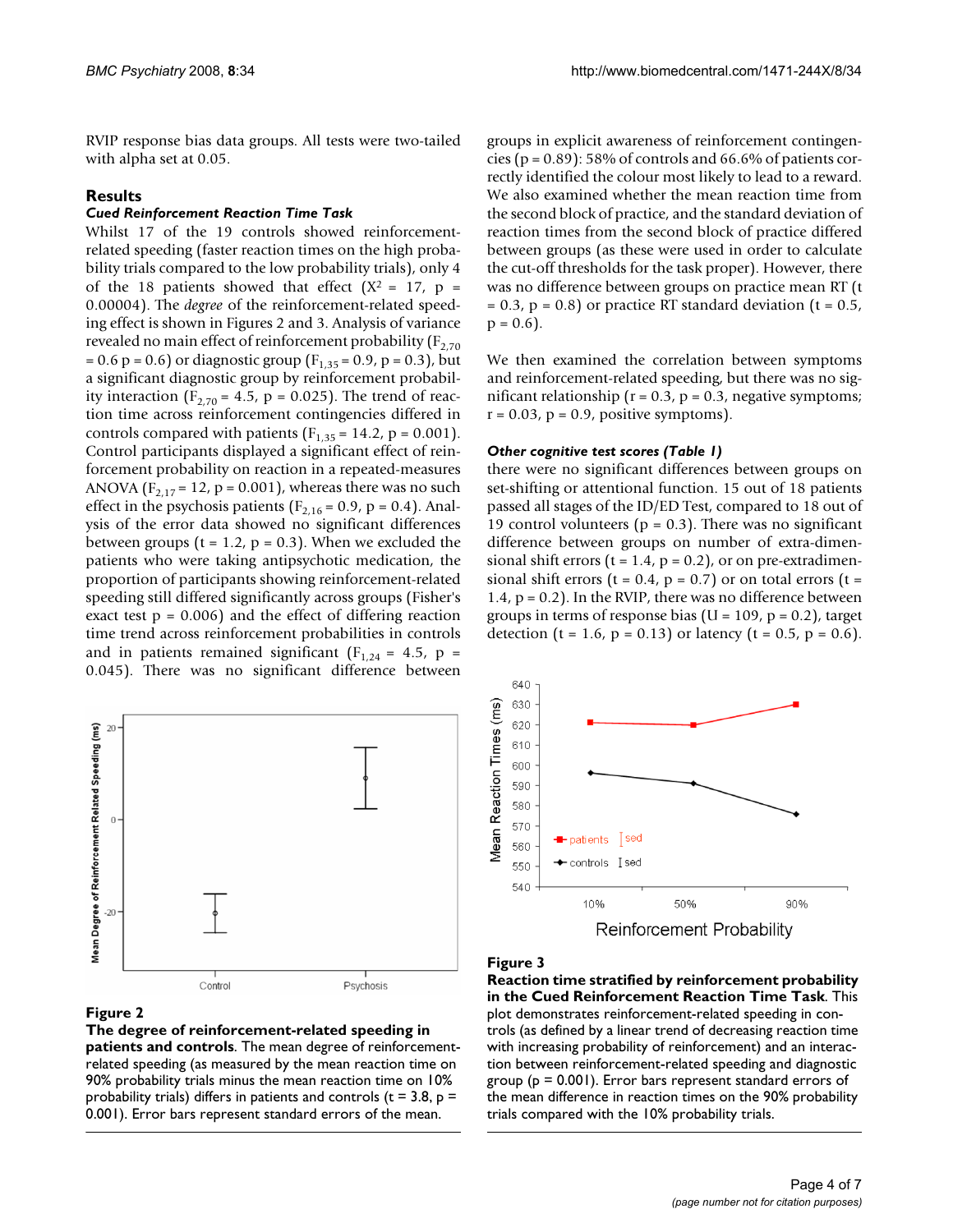RVIP response bias data groups. All tests were two-tailed with alpha set at 0.05.

## Results

### *Cued Reinforcement Reaction Time Task*

Whilst 17 of the 19 controls showed reinforcement-related speeding (faster reaction times on the high probability trials compared to the low probability trials), only 4 of the 18 patients showed that effect ($X^2$ = 17, p = 0.00004). The *degree* of the reinforcement-related speeding effect is shown in Figures 2 and 3. Analysis of variance revealed no main effect of reinforcement probability ($F_{2,70}$ = 0.6 p = 0.6) or diagnostic group ($F_{1,35}$ = 0.9, p = 0.3), but a significant diagnostic group by reinforcement probability interaction ($F_{2,70}$ = 4.5, p = 0.025). The trend of reaction time across reinforcement contingencies differed in controls compared with patients ($F_{1,35}$ = 14.2, p = 0.001). Control participants displayed a significant effect of reinforcement probability on reaction in a repeated-measures ANOVA ($F_{2,17}$ = 12, p = 0.001), whereas there was no such effect in the psychosis patients ($F_{2,16}$ = 0.9, p = 0.4). Analysis of the error data showed no significant differences between groups (t = 1.2, p = 0.3). When we excluded the patients who were taking antipsychotic medication, the proportion of participants showing reinforcement-related speeding still differed significantly across groups (Fisher's exact test p = 0.006) and the effect of differing reaction time trend across reinforcement probabilities in controls and in patients remained significant ($F_{1,24}$ = 4.5, p = 0.045). There was no significant difference between groups in explicit awareness of reinforcement contingencies (p = 0.89): 58% of controls and 66.6% of patients correctly identified the colour most likely to lead to a reward. We also examined whether the mean reaction time from the second block of practice, and the standard deviation of reaction times from the second block of practice differed between groups (as these were used in order to calculate the cut-off thresholds for the task proper). However, there was no difference between groups on practice mean RT (t = 0.3, p = 0.8) or practice RT standard deviation (t = 0.5, p = 0.6).

We then examined the correlation between symptoms and reinforcement-related speeding, but there was no significant relationship (r = 0.3, p = 0.3, negative symptoms; r = 0.03, p = 0.9, positive symptoms).

### *Other cognitive test scores (Table 1)*

there were no significant differences between groups on set-shifting or attentional function. 15 out of 18 patients passed all stages of the ID/ED Test, compared to 18 out of 19 control volunteers (p = 0.3). There was no significant difference between groups on number of extra-dimensional shift errors (t = 1.4, p = 0.2), or on pre-extradimensional shift errors (t = 0.4, p = 0.7) or on total errors (t = 1.4, p = 0.2). In the RVIP, there was no difference between groups in terms of response bias (U = 109, p = 0.2), target detection (t = 1.6, p = 0.13) or latency (t = 0.5, p = 0.6).

**Figure 2**

**The degree of reinforcement-related speeding in patients and controls**. The mean degree of reinforcement-related speeding (as measured by the mean reaction time on 90% probability trials minus the mean reaction time on 10% probability trials) differs in patients and controls (t = 3.8, p = 0.001). Error bars represent standard errors of the mean.

**Figure 3**

**Reaction time stratified by reinforcement probability in the Cued Reinforcement Reaction Time Task**. This plot demonstrates reinforcement-related speeding in controls (as defined by a linear trend of decreasing reaction time with increasing probability of reinforcement) and an interaction between reinforcement-related speeding and diagnostic group (p = 0.001). Error bars represent standard errors of the mean difference in reaction times on the 90% probability trials compared with the 10% probability trials.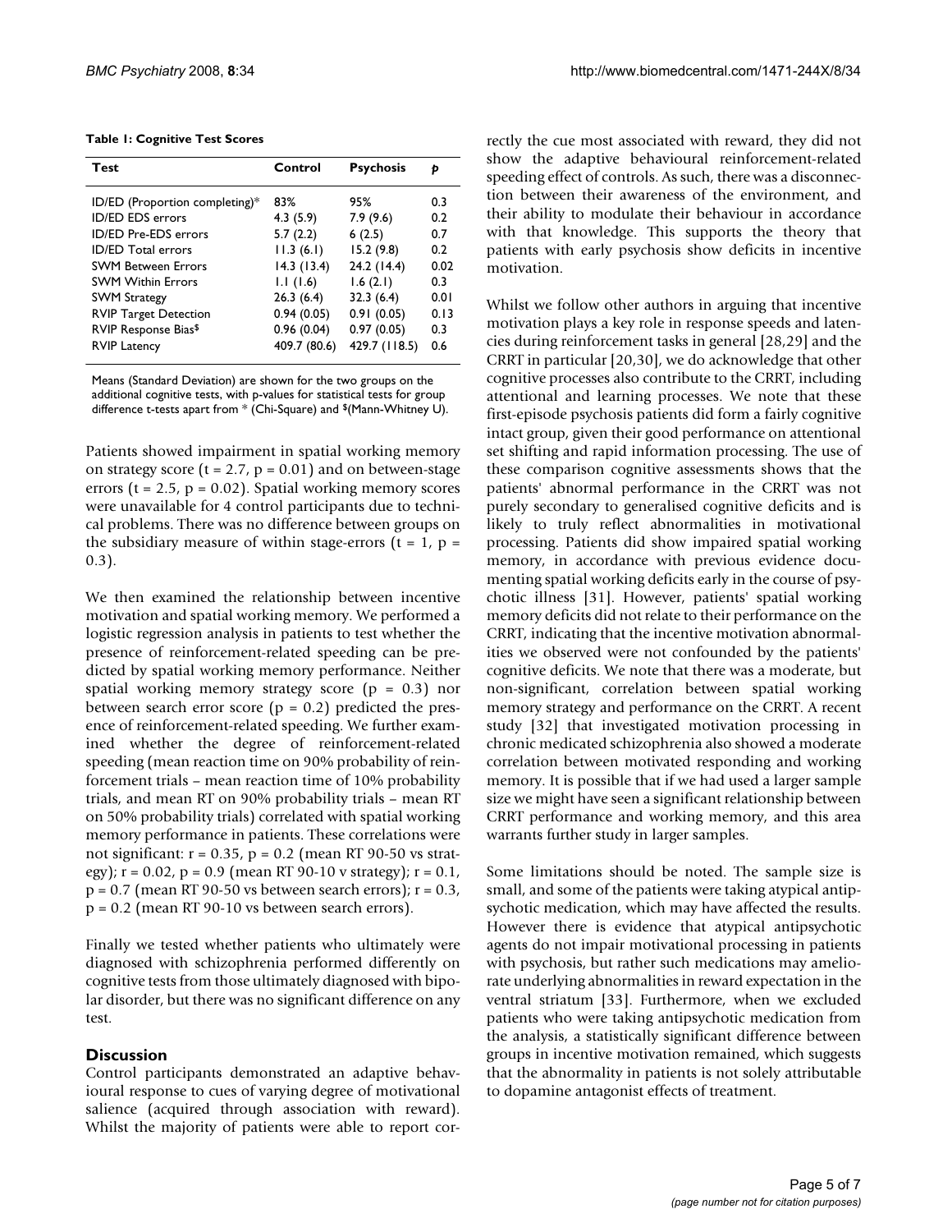**Table 1: Cognitive Test Scores**

| Test | Control | Psychosis | p |
|---|---|---|---|
| ID/ED (Proportion completing)* | 83% | 95% | 0.3 |
| ID/ED EDS errors | 4.3 (5.9) | 7.9 (9.6) | 0.2 |
| ID/ED Pre-EDS errors | 5.7 (2.2) | 6 (2.5) | 0.7 |
| ID/ED Total errors | 11.3 (6.1) | 15.2 (9.8) | 0.2 |
| SWM Between Errors | 14.3 (13.4) | 24.2 (14.4) | 0.02 |
| SWM Within Errors | 1.1 (1.6) | 1.6 (2.1) | 0.3 |
| SWM Strategy | 26.3 (6.4) | 32.3 (6.4) | 0.01 |
| RVIP Target Detection | 0.94 (0.05) | 0.91 (0.05) | 0.13 |
| RVIP Response Bias$ | 0.96 (0.04) | 0.97 (0.05) | 0.3 |
| RVIP Latency | 409.7 (80.6) | 429.7 (118.5) | 0.6 |

Means (Standard Deviation) are shown for the two groups on the additional cognitive tests, with p-values for statistical tests for group difference t-tests apart from * (Chi-Square) and $(Mann-Whitney U).

Patients showed impairment in spatial working memory on strategy score ($t = 2.7$, $p = 0.01$) and on between-stage errors ($t = 2.5$, $p = 0.02$). Spatial working memory scores were unavailable for 4 control participants due to technical problems. There was no difference between groups on the subsidiary measure of within stage-errors ($t = 1$, $p = 0.3$).

We then examined the relationship between incentive motivation and spatial working memory. We performed a logistic regression analysis in patients to test whether the presence of reinforcement-related speeding can be predicted by spatial working memory performance. Neither spatial working memory strategy score ($p = 0.3$) nor between search error score ($p = 0.2$) predicted the presence of reinforcement-related speeding. We further examined whether the degree of reinforcement-related speeding (mean reaction time on 90% probability of reinforcement trials – mean reaction time of 10% probability trials, and mean RT on 90% probability trials – mean RT on 50% probability trials) correlated with spatial working memory performance in patients. These correlations were not significant: $r = 0.35$, $p = 0.2$ (mean RT 90-50 vs strategy); $r = 0.02$, $p = 0.9$ (mean RT 90-10 v strategy); $r = 0.1$, $p = 0.7$ (mean RT 90-50 vs between search errors); $r = 0.3$, $p = 0.2$ (mean RT 90-10 vs between search errors).

Finally we tested whether patients who ultimately were diagnosed with schizophrenia performed differently on cognitive tests from those ultimately diagnosed with bipolar disorder, but there was no significant difference on any test.

## Discussion

Control participants demonstrated an adaptive behavioural response to cues of varying degree of motivational salience (acquired through association with reward). Whilst the majority of patients were able to report correctly the cue most associated with reward, they did not show the adaptive behavioural reinforcement-related speeding effect of controls. As such, there was a disconnection between their awareness of the environment, and their ability to modulate their behaviour in accordance with that knowledge. This supports the theory that patients with early psychosis show deficits in incentive motivation.

Whilst we follow other authors in arguing that incentive motivation plays a key role in response speeds and latencies during reinforcement tasks in general [28,29] and the CRRT in particular [20,30], we do acknowledge that other cognitive processes also contribute to the CRRT, including attentional and learning processes. We note that these first-episode psychosis patients did form a fairly cognitive intact group, given their good performance on attentional set shifting and rapid information processing. The use of these comparison cognitive assessments shows that the patients' abnormal performance in the CRRT was not purely secondary to generalised cognitive deficits and is likely to truly reflect abnormalities in motivational processing. Patients did show impaired spatial working memory, in accordance with previous evidence documenting spatial working deficits early in the course of psychotic illness [31]. However, patients' spatial working memory deficits did not relate to their performance on the CRRT, indicating that the incentive motivation abnormalities we observed were not confounded by the patients' cognitive deficits. We note that there was a moderate, but non-significant, correlation between spatial working memory strategy and performance on the CRRT. A recent study [32] that investigated motivation processing in chronic medicated schizophrenia also showed a moderate correlation between motivated responding and working memory. It is possible that if we had used a larger sample size we might have seen a significant relationship between CRRT performance and working memory, and this area warrants further study in larger samples.

Some limitations should be noted. The sample size is small, and some of the patients were taking atypical antipsychotic medication, which may have affected the results. However there is evidence that atypical antipsychotic agents do not impair motivational processing in patients with psychosis, but rather such medications may ameliorate underlying abnormalities in reward expectation in the ventral striatum [33]. Furthermore, when we excluded patients who were taking antipsychotic medication from the analysis, a statistically significant difference between groups in incentive motivation remained, which suggests that the abnormality in patients is not solely attributable to dopamine antagonist effects of treatment.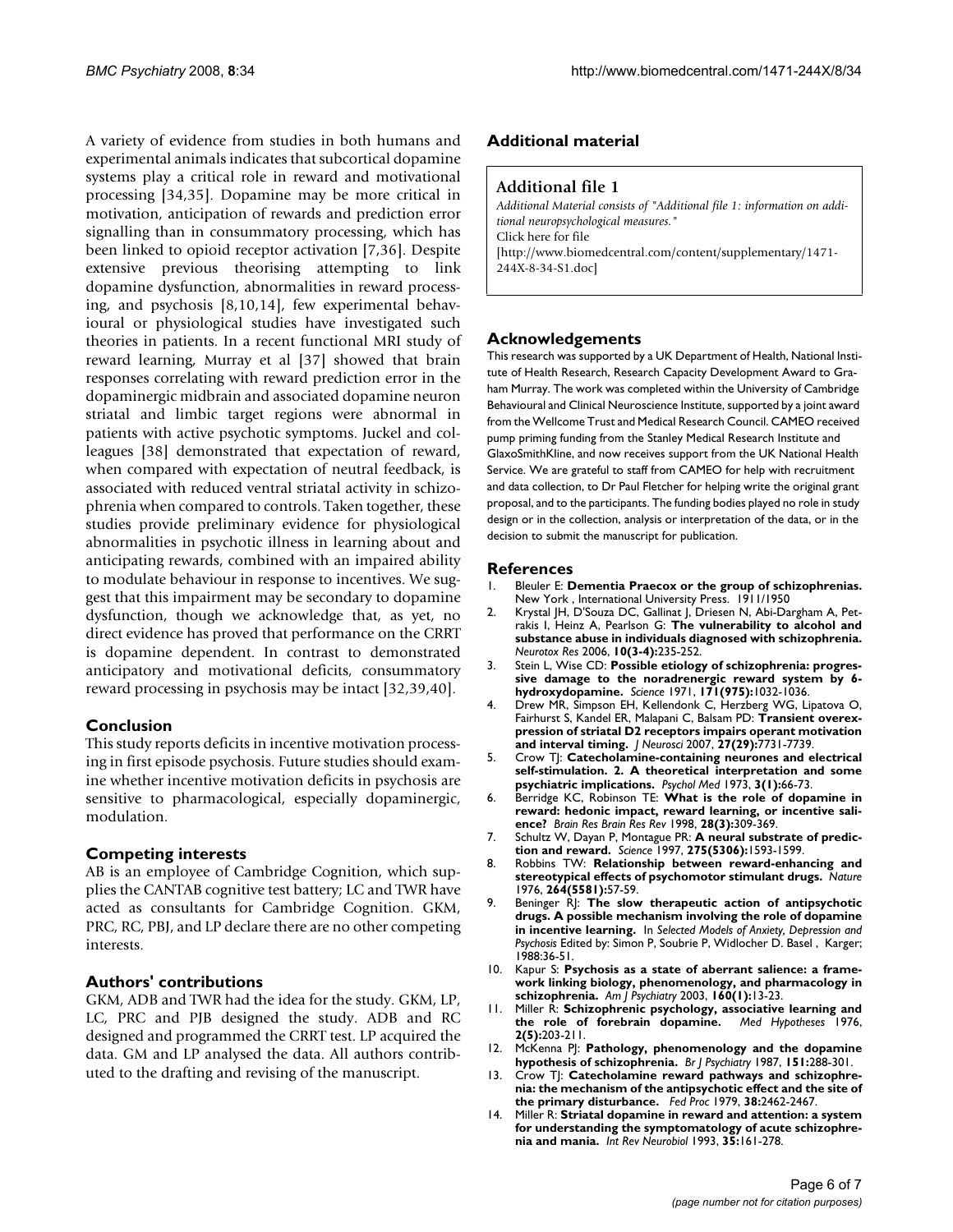A variety of evidence from studies in both humans and experimental animals indicates that subcortical dopamine systems play a critical role in reward and motivational processing [34,35]. Dopamine may be more critical in motivation, anticipation of rewards and prediction error signalling than in consummatory processing, which has been linked to opioid receptor activation [7,36]. Despite extensive previous theorising attempting to link dopamine dysfunction, abnormalities in reward processing, and psychosis [8,10,14], few experimental behavioural or physiological studies have investigated such theories in patients. In a recent functional MRI study of reward learning, Murray et al [37] showed that brain responses correlating with reward prediction error in the dopaminergic midbrain and associated dopamine neuron striatal and limbic target regions were abnormal in patients with active psychotic symptoms. Juckel and colleagues [38] demonstrated that expectation of reward, when compared with expectation of neutral feedback, is associated with reduced ventral striatal activity in schizophrenia when compared to controls. Taken together, these studies provide preliminary evidence for physiological abnormalities in psychotic illness in learning about and anticipating rewards, combined with an impaired ability to modulate behaviour in response to incentives. We suggest that this impairment may be secondary to dopamine dysfunction, though we acknowledge that, as yet, no direct evidence has proved that performance on the CRRT is dopamine dependent. In contrast to demonstrated anticipatory and motivational deficits, consummatory reward processing in psychosis may be intact [32,39,40].

## Conclusion

This study reports deficits in incentive motivation processing in first episode psychosis. Future studies should examine whether incentive motivation deficits in psychosis are sensitive to pharmacological, especially dopaminergic, modulation.

## Competing interests

AB is an employee of Cambridge Cognition, which supplies the CANTAB cognitive test battery; LC and TWR have acted as consultants for Cambridge Cognition. GKM, PRC, RC, PBJ, and LP declare there are no other competing interests.

## Authors' contributions

GKM, ADB and TWR had the idea for the study. GKM, LP, LC, PRC and PJB designed the study. ADB and RC designed and programmed the CRRT test. LP acquired the data. GM and LP analysed the data. All authors contributed to the drafting and revising of the manuscript.

## Additional material

### Additional file 1

*Additional Material consists of "Additional file 1: information on additional neuropsychological measures."*
Click here for file
[http://www.biomedcentral.com/content/supplementary/1471-244X-8-34-S1.doc]

## Acknowledgements

This research was supported by a UK Department of Health, National Institute of Health Research, Research Capacity Development Award to Graham Murray. The work was completed within the University of Cambridge Behavioural and Clinical Neuroscience Institute, supported by a joint award from the Wellcome Trust and Medical Research Council. CAMEO received pump priming funding from the Stanley Medical Research Institute and GlaxoSmithKline, and now receives support from the UK National Health Service. We are grateful to staff from CAMEO for help with recruitment and data collection, to Dr Paul Fletcher for helping write the original grant proposal, and to the participants. The funding bodies played no role in study design or in the collection, analysis or interpretation of the data, or in the decision to submit the manuscript for publication.

## References

1. Bleuler E: **Dementia Praecox or the group of schizophrenias.** New York , International University Press. 1911/1950
2. Krystal JH, D'Souza DC, Gallinat J, Driesen N, Abi-Dargham A, Petrakis I, Heinz A, Pearlson G: **The vulnerability to alcohol and substance abuse in individuals diagnosed with schizophrenia.** *Neurotox Res* 2006, **10(3-4):**235-252.
3. Stein L, Wise CD: **Possible etiology of schizophrenia: progressive damage to the noradrenergic reward system by 6-hydroxydopamine.** *Science* 1971, **171(975):**1032-1036.
4. Drew MR, Simpson EH, Kellendonk C, Herzberg WG, Lipatova O, Fairhurst S, Kandel ER, Malapani C, Balsam PD: **Transient overexpression of striatal D2 receptors impairs operant motivation and interval timing.** *J Neurosci* 2007, **27(29):**7731-7739.
5. Crow TJ: **Catecholamine-containing neurones and electrical self-stimulation. 2. A theoretical interpretation and some psychiatric implications.** *Psychol Med* 1973, **3(1):**66-73.
6. Berridge KC, Robinson TE: **What is the role of dopamine in reward: hedonic impact, reward learning, or incentive salience?** *Brain Res Brain Res Rev* 1998, **28(3):**309-369.
7. Schultz W, Dayan P, Montague PR: **A neural substrate of prediction and reward.** *Science* 1997, **275(5306):**1593-1599.
8. Robbins TW: **Relationship between reward-enhancing and stereotypical effects of psychomotor stimulant drugs.** *Nature* 1976, **264(5581):**57-59.
9. Beninger RJ: **The slow therapeutic action of antipsychotic drugs. A possible mechanism involving the role of dopamine in incentive learning.** In *Selected Models of Anxiety, Depression and Psychosis* Edited by: Simon P, Soubrie P, Widlocher D. Basel , Karger; 1988:36-51.
10. Kapur S: **Psychosis as a state of aberrant salience: a framework linking biology, phenomenology, and pharmacology in schizophrenia.** *Am J Psychiatry* 2003, **160(1):**13-23.
11. Miller R: **Schizophrenic psychology, associative learning and the role of forebrain dopamine.** *Med Hypotheses* 1976, **2(5):**203-211.
12. McKenna PJ: **Pathology, phenomenology and the dopamine hypothesis of schizophrenia.** *Br J Psychiatry* 1987, **151:**288-301.
13. Crow TJ: **Catecholamine reward pathways and schizophrenia: the mechanism of the antipsychotic effect and the site of the primary disturbance.** *Fed Proc* 1979, **38:**2462-2467.
14. Miller R: **Striatal dopamine in reward and attention: a system for understanding the symptomatology of acute schizophrenia and mania.** *Int Rev Neurobiol* 1993, **35:**161-278.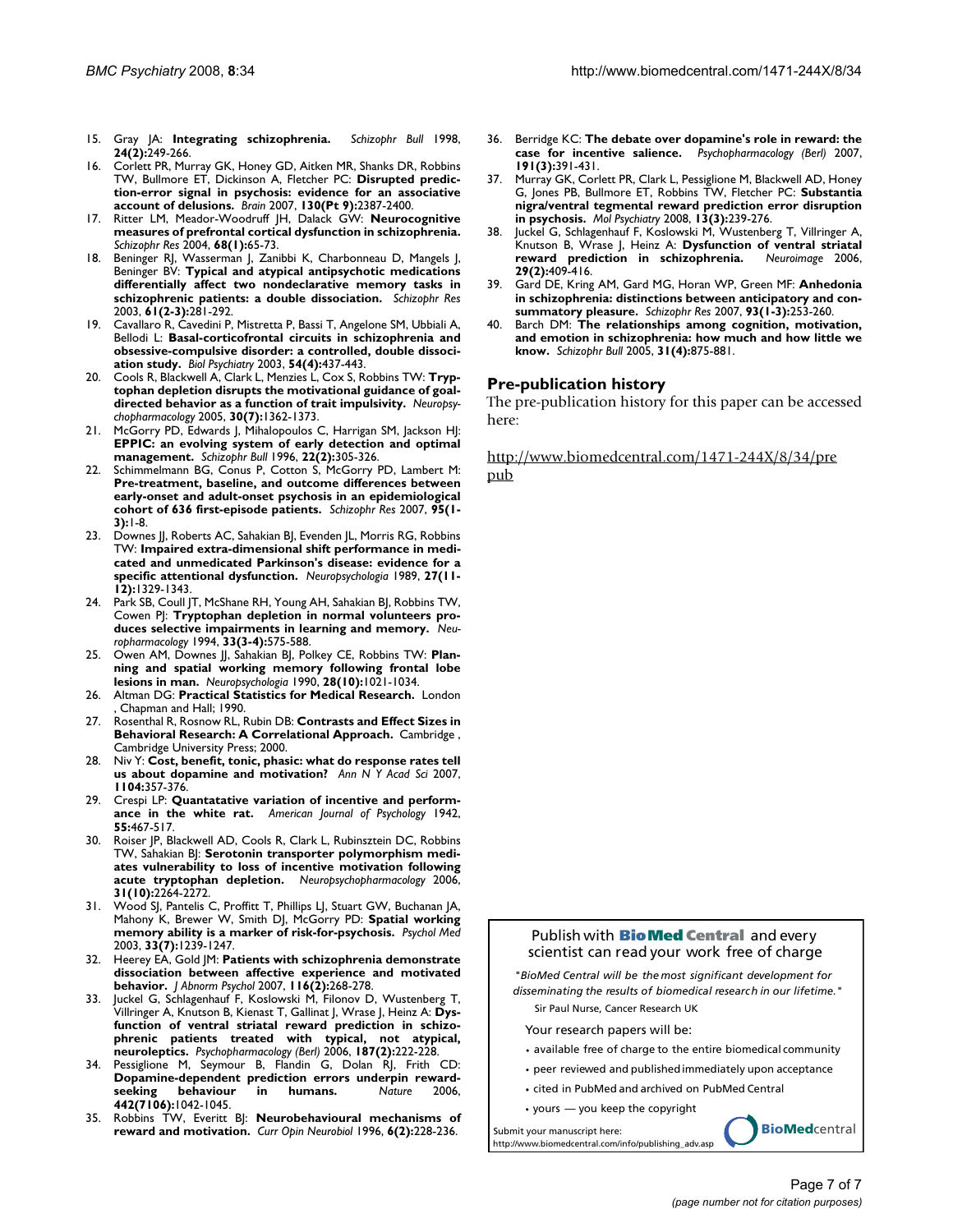15. Gray JA: **Integrating schizophrenia.** *Schizophr Bull* 1998, **24(2):**249-266.
16. Corlett PR, Murray GK, Honey GD, Aitken MR, Shanks DR, Robbins TW, Bullmore ET, Dickinson A, Fletcher PC: **Disrupted prediction-error signal in psychosis: evidence for an associative account of delusions.** *Brain* 2007, **130(Pt 9):**2387-2400.
17. Ritter LM, Meador-Woodruff JH, Dalack GW: **Neurocognitive measures of prefrontal cortical dysfunction in schizophrenia.** *Schizophr Res* 2004, **68(1):**65-73.
18. Beninger RJ, Wasserman J, Zanibbi K, Charbonneau D, Mangels J, Beninger BV: **Typical and atypical antipsychotic medications differentially affect two nondeclarative memory tasks in schizophrenic patients: a double dissociation.** *Schizophr Res* 2003, **61(2-3):**281-292.
19. Cavallaro R, Cavedini P, Mistretta P, Bassi T, Angelone SM, Ubbiali A, Bellodi L: **Basal-corticofrontal circuits in schizophrenia and obsessive-compulsive disorder: a controlled, double dissociation study.** *Biol Psychiatry* 2003, **54(4):**437-443.
20. Cools R, Blackwell A, Clark L, Menzies L, Cox S, Robbins TW: **Tryptophan depletion disrupts the motivational guidance of goal-directed behavior as a function of trait impulsivity.** *Neuropsychopharmacology* 2005, **30(7):**1362-1373.
21. McGorry PD, Edwards J, Mihalopoulos C, Harrigan SM, Jackson HJ: **EPPIC: an evolving system of early detection and optimal management.** *Schizophr Bull* 1996, **22(2):**305-326.
22. Schimmelmann BG, Conus P, Cotton S, McGorry PD, Lambert M: **Pre-treatment, baseline, and outcome differences between early-onset and adult-onset psychosis in an epidemiological cohort of 636 first-episode patients.** *Schizophr Res* 2007, **95(1-3):**1-8.
23. Downes JJ, Roberts AC, Sahakian BJ, Evenden JL, Morris RG, Robbins TW: **Impaired extra-dimensional shift performance in medicated and unmedicated Parkinson's disease: evidence for a specific attentional dysfunction.** *Neuropsychologia* 1989, **27(11-12):**1329-1343.
24. Park SB, Coull JT, McShane RH, Young AH, Sahakian BJ, Robbins TW, Cowen PJ: **Tryptophan depletion in normal volunteers produces selective impairments in learning and memory.** *Neuropharmacology* 1994, **33(3-4):**575-588.
25. Owen AM, Downes JJ, Sahakian BJ, Polkey CE, Robbins TW: **Planning and spatial working memory following frontal lobe lesions in man.** *Neuropsychologia* 1990, **28(10):**1021-1034.
26. Altman DG: **Practical Statistics for Medical Research.** London , Chapman and Hall; 1990.
27. Rosenthal R, Rosnow RL, Rubin DB: **Contrasts and Effect Sizes in Behavioral Research: A Correlational Approach.** Cambridge , Cambridge University Press; 2000.
28. Niv Y: **Cost, benefit, tonic, phasic: what do response rates tell us about dopamine and motivation?** *Ann N Y Acad Sci* 2007, **1104:**357-376.
29. Crespi LP: **Quantatative variation of incentive and performance in the white rat.** *American Journal of Psychology* 1942, **55:**467-517.
30. Roiser JP, Blackwell AD, Cools R, Clark L, Rubinsztein DC, Robbins TW, Sahakian BJ: **Serotonin transporter polymorphism mediates vulnerability to loss of incentive motivation following acute tryptophan depletion.** *Neuropsychopharmacology* 2006, **31(10):**2264-2272.
31. Wood SJ, Pantelis C, Proffitt T, Phillips LJ, Stuart GW, Buchanan JA, Mahony K, Brewer W, Smith DJ, McGorry PD: **Spatial working memory ability is a marker of risk-for-psychosis.** *Psychol Med* 2003, **33(7):**1239-1247.
32. Heerey EA, Gold JM: **Patients with schizophrenia demonstrate dissociation between affective experience and motivated behavior.** *J Abnorm Psychol* 2007, **116(2):**268-278.
33. Juckel G, Schlagenhauf F, Koslowski M, Filonov D, Wustenberg T, Villringer A, Knutson B, Kienast T, Gallinat J, Wrase J, Heinz A: **Dysfunction of ventral striatal reward prediction in schizophrenic patients treated with typical, not atypical, neuroleptics.** *Psychopharmacology (Berl)* 2006, **187(2):**222-228.
34. Pessiglione M, Seymour B, Flandin G, Dolan RJ, Frith CD: **Dopamine-dependent prediction errors underpin reward-seeking behaviour in humans.** *Nature* 2006, **442(7106):**1042-1045.
35. Robbins TW, Everitt BJ: **Neurobehavioural mechanisms of reward and motivation.** *Curr Opin Neurobiol* 1996, **6(2):**228-236.
36. Berridge KC: **The debate over dopamine's role in reward: the case for incentive salience.** *Psychopharmacology (Berl)* 2007, **191(3):**391-431.
37. Murray GK, Corlett PR, Clark L, Pessiglione M, Blackwell AD, Honey G, Jones PB, Bullmore ET, Robbins TW, Fletcher PC: **Substantia nigra/ventral tegmental reward prediction error disruption in psychosis.** *Mol Psychiatry* 2008, **13(3):**239-276.
38. Juckel G, Schlagenhauf F, Koslowski M, Wustenberg T, Villringer A, Knutson B, Wrase J, Heinz A: **Dysfunction of ventral striatal reward prediction in schizophrenia.** *Neuroimage* 2006, **29(2):**409-416.
39. Gard DE, Kring AM, Gard MG, Horan WP, Green MF: **Anhedonia in schizophrenia: distinctions between anticipatory and consummatory pleasure.** *Schizophr Res* 2007, **93(1-3):**253-260.
40. Barch DM: **The relationships among cognition, motivation, and emotion in schizophrenia: how much and how little we know.** *Schizophr Bull* 2005, **31(4):**875-881.

## Pre-publication history

The pre-publication history for this paper can be accessed here:

http://www.biomedcentral.com/1471-244X/8/34/prepub

Publish with **BioMed Central** and every scientist can read your work free of charge

*"BioMed Central will be the most significant development for disseminating the results of biomedical research in our lifetime."*

Sir Paul Nurse, Cancer Research UK

Your research papers will be:

- available free of charge to the entire biomedical community
- peer reviewed and published immediately upon acceptance
- cited in PubMed and archived on PubMed Central
- yours — you keep the copyright

Submit your manuscript here:
http://www.biomedcentral.com/info/publishing_adv.asp

BioMedcentral